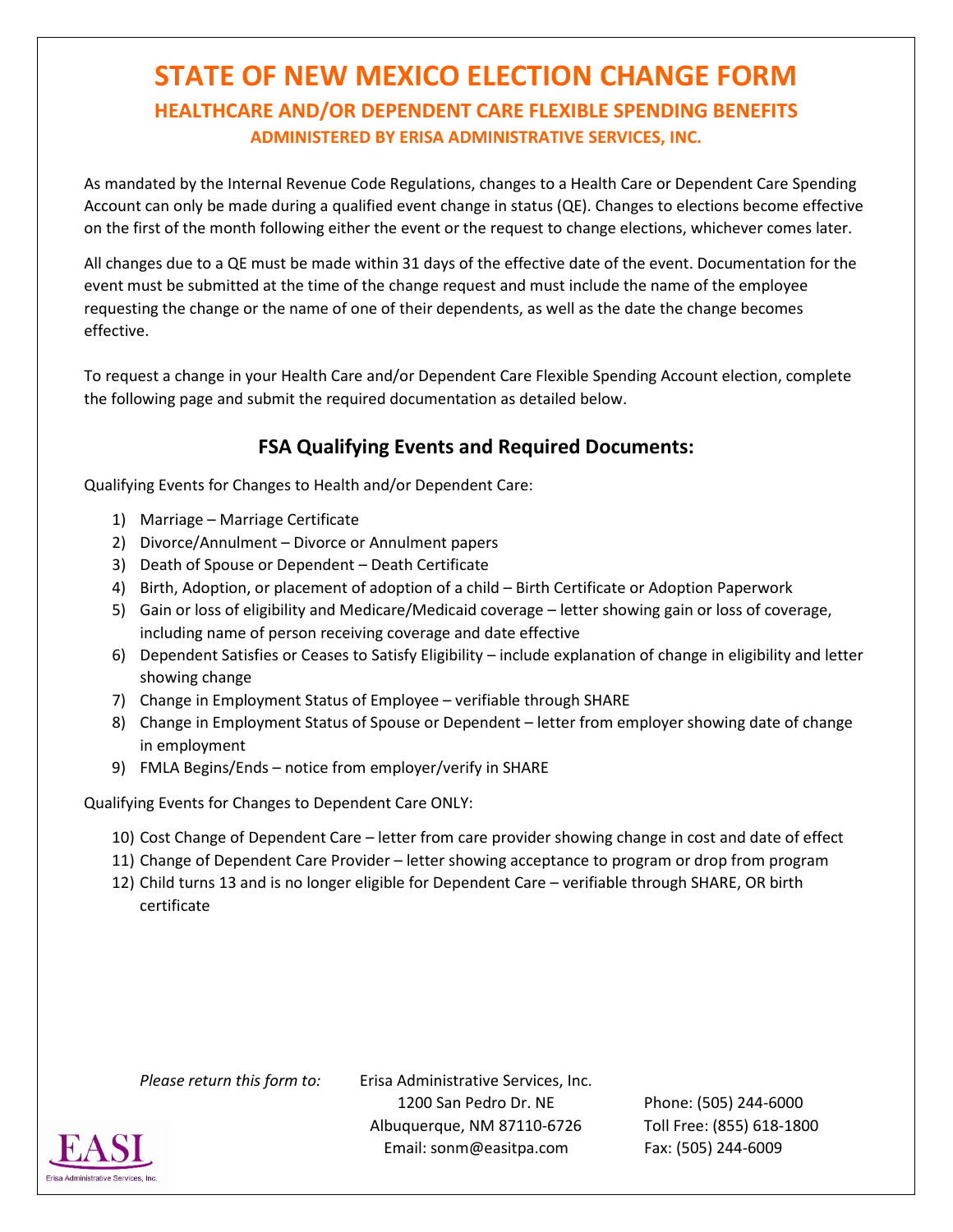# STATE OF NEW MEXICO ELECTION CHANGE FORM

## HEALTHCARE AND/OR DEPENDENT CARE FLEXIBLE SPENDING BENEFITS

### ADMINISTERED BY ERISA ADMINISTRATIVE SERVICES, INC.

As mandated by the Internal Revenue Code Regulations, changes to a Health Care or Dependent Care Spending Account can only be made during a qualified event change in status (QE). Changes to elections become effective on the first of the month following either the event or the request to change elections, whichever comes later.

All changes due to a QE must be made within 31 days of the effective date of the event. Documentation for the event must be submitted at the time of the change request and must include the name of the employee requesting the change or the name of one of their dependents, as well as the date the change becomes effective.

To request a change in your Health Care and/or Dependent Care Flexible Spending Account election, complete the following page and submit the required documentation as detailed below.

## FSA Qualifying Events and Required Documents:

Qualifying Events for Changes to Health and/or Dependent Care:

1) Marriage – Marriage Certificate
2) Divorce/Annulment – Divorce or Annulment papers
3) Death of Spouse or Dependent – Death Certificate
4) Birth, Adoption, or placement of adoption of a child – Birth Certificate or Adoption Paperwork
5) Gain or loss of eligibility and Medicare/Medicaid coverage – letter showing gain or loss of coverage, including name of person receiving coverage and date effective
6) Dependent Satisfies or Ceases to Satisfy Eligibility – include explanation of change in eligibility and letter showing change
7) Change in Employment Status of Employee – verifiable through SHARE
8) Change in Employment Status of Spouse or Dependent – letter from employer showing date of change in employment
9) FMLA Begins/Ends – notice from employer/verify in SHARE

Qualifying Events for Changes to Dependent Care ONLY:

10) Cost Change of Dependent Care – letter from care provider showing change in cost and date of effect
11) Change of Dependent Care Provider – letter showing acceptance to program or drop from program
12) Child turns 13 and is no longer eligible for Dependent Care – verifiable through SHARE, OR birth certificate

*Please return this form to:*

Erisa Administrative Services, Inc.
1200 San Pedro Dr. NE
Albuquerque, NM 87110-6726
Email: sonm@easitpa.com

Phone: (505) 244-6000
Toll Free: (855) 618-1800
Fax: (505) 244-6009

EASI
Erisa Administrative Services, Inc.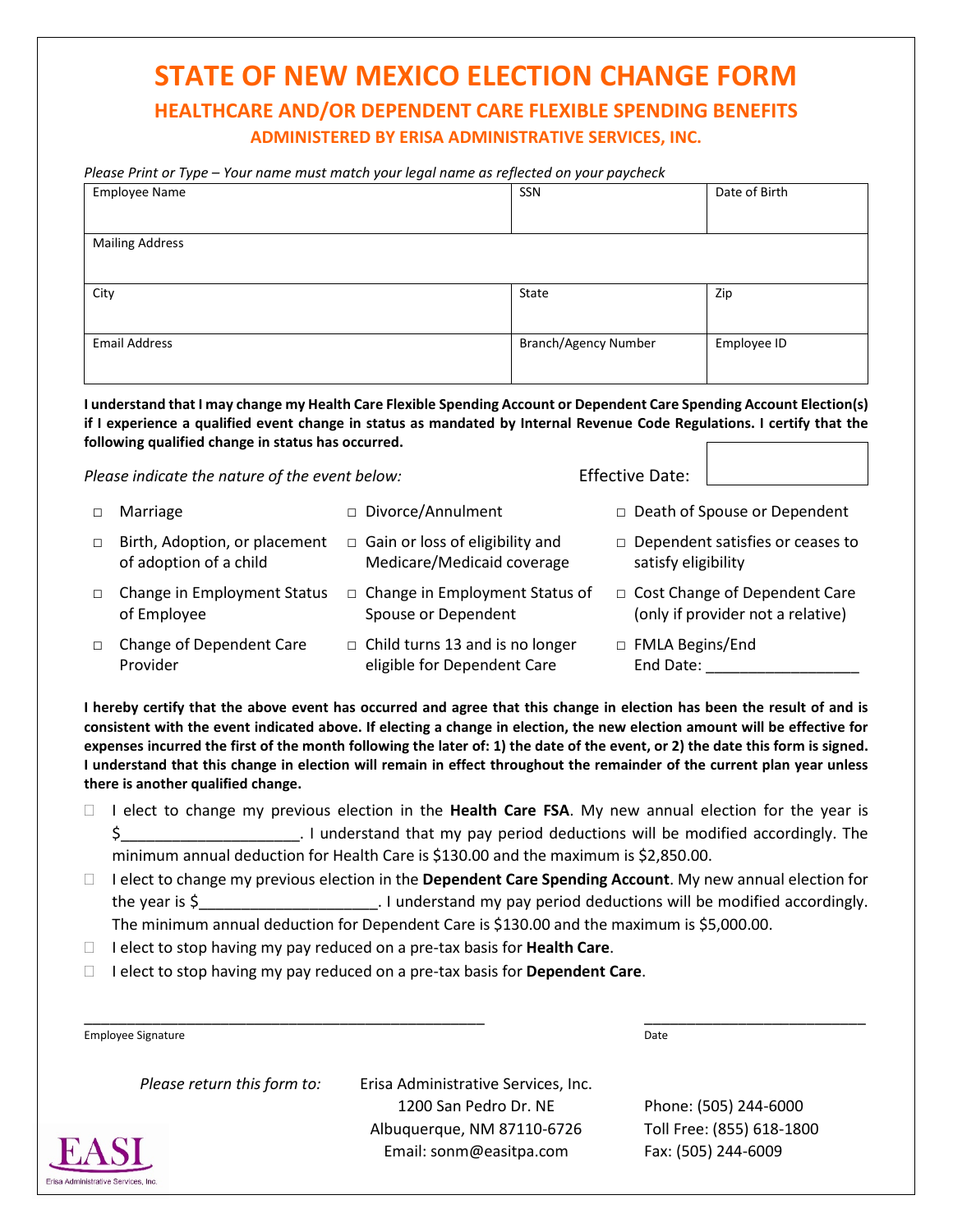# STATE OF NEW MEXICO ELECTION CHANGE FORM

## HEALTHCARE AND/OR DEPENDENT CARE FLEXIBLE SPENDING BENEFITS

### ADMINISTERED BY ERISA ADMINISTRATIVE SERVICES, INC.

*Please Print or Type – Your name must match your legal name as reflected on your paycheck*

| | | |
|---|---|---|
| Employee Name | SSN | Date of Birth |
| Mailing Address | | |
| City | State | Zip |
| Email Address | Branch/Agency Number | Employee ID |

**I understand that I may change my Health Care Flexible Spending Account or Dependent Care Spending Account Election(s) if I experience a qualified event change in status as mandated by Internal Revenue Code Regulations. I certify that the following qualified change in status has occurred.**

*Please indicate the nature of the event below:* Effective Date: ____________

- □ Marriage
- □ Divorce/Annulment
- □ Death of Spouse or Dependent
- □ Birth, Adoption, or placement of adoption of a child
- □ Gain or loss of eligibility and Medicare/Medicaid coverage
- □ Dependent satisfies or ceases to satisfy eligibility
- □ Change in Employment Status of Employee
- □ Change in Employment Status of Spouse or Dependent
- □ Cost Change of Dependent Care (only if provider not a relative)
- □ Change of Dependent Care Provider
- □ Child turns 13 and is no longer eligible for Dependent Care
- □ FMLA Begins/End End Date: __________________

**I hereby certify that the above event has occurred and agree that this change in election has been the result of and is consistent with the event indicated above. If electing a change in election, the new election amount will be effective for expenses incurred the first of the month following the later of: 1) the date of the event, or 2) the date this form is signed. I understand that this change in election will remain in effect throughout the remainder of the current plan year unless there is another qualified change.**

- □ I elect to change my previous election in the **Health Care FSA**. My new annual election for the year is $_____________________. I understand that my pay period deductions will be modified accordingly. The minimum annual deduction for Health Care is $130.00 and the maximum is $2,850.00.
- □ I elect to change my previous election in the **Dependent Care Spending Account**. My new annual election for the year is $_____________________. I understand my pay period deductions will be modified accordingly. The minimum annual deduction for Dependent Care is $130.00 and the maximum is $5,000.00.
- □ I elect to stop having my pay reduced on a pre-tax basis for **Health Care**.
- □ I elect to stop having my pay reduced on a pre-tax basis for **Dependent Care**.

_________________________________________________ ___________________________

Employee Signature Date

*Please return this form to:*

Erisa Administrative Services, Inc.
1200 San Pedro Dr. NE
Albuquerque, NM 87110-6726
Email: sonm@easitpa.com

Phone: (505) 244-6000
Toll Free: (855) 618-1800
Fax: (505) 244-6009

EASI
Erisa Administrative Services, Inc.